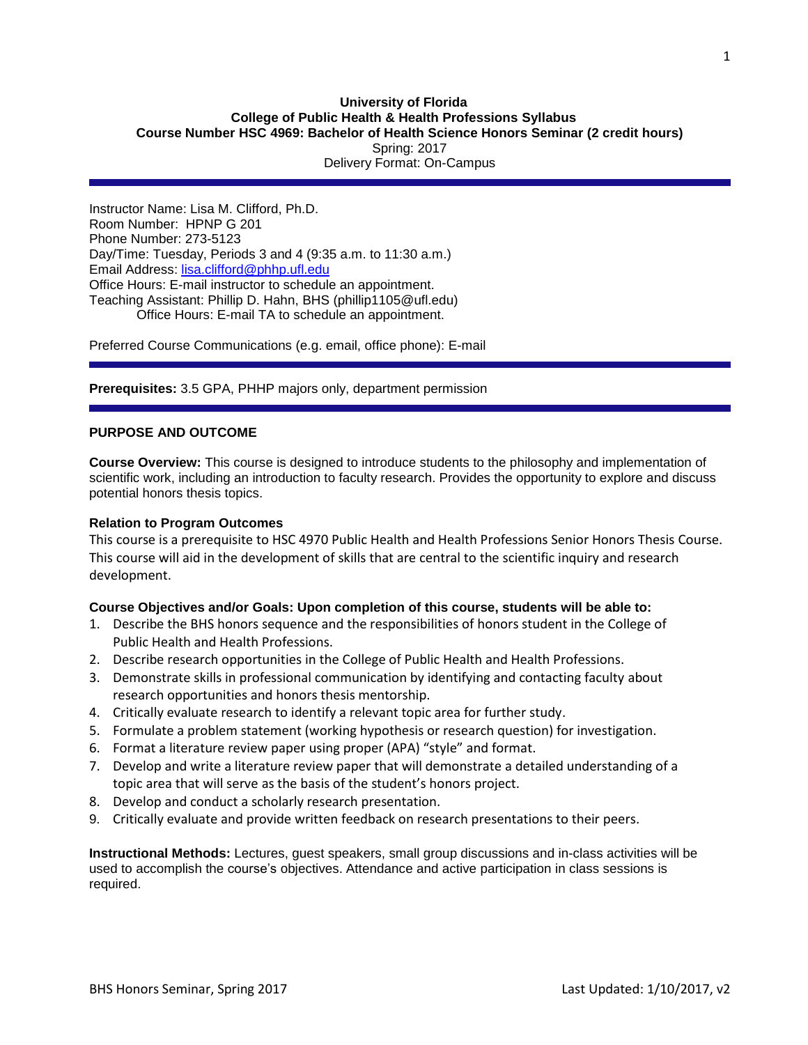**University of Florida**
**College of Public Health & Health Professions Syllabus**
**Course Number HSC 4969: Bachelor of Health Science Honors Seminar (2 credit hours)**
Spring: 2017
Delivery Format: On-Campus

Instructor Name: Lisa M. Clifford, Ph.D.
Room Number: HPNP G 201
Phone Number: 273-5123
Day/Time: Tuesday, Periods 3 and 4 (9:35 a.m. to 11:30 a.m.)
Email Address: lisa.clifford@phhp.ufl.edu
Office Hours: E-mail instructor to schedule an appointment.
Teaching Assistant: Phillip D. Hahn, BHS (phillip1105@ufl.edu)
Office Hours: E-mail TA to schedule an appointment.

Preferred Course Communications (e.g. email, office phone): E-mail

**Prerequisites:** 3.5 GPA, PHHP majors only, department permission

## PURPOSE AND OUTCOME

**Course Overview:** This course is designed to introduce students to the philosophy and implementation of scientific work, including an introduction to faculty research. Provides the opportunity to explore and discuss potential honors thesis topics.

**Relation to Program Outcomes**

This course is a prerequisite to HSC 4970 Public Health and Health Professions Senior Honors Thesis Course. This course will aid in the development of skills that are central to the scientific inquiry and research development.

**Course Objectives and/or Goals: Upon completion of this course, students will be able to:**

1. Describe the BHS honors sequence and the responsibilities of honors student in the College of Public Health and Health Professions.
2. Describe research opportunities in the College of Public Health and Health Professions.
3. Demonstrate skills in professional communication by identifying and contacting faculty about research opportunities and honors thesis mentorship.
4. Critically evaluate research to identify a relevant topic area for further study.
5. Formulate a problem statement (working hypothesis or research question) for investigation.
6. Format a literature review paper using proper (APA) "style" and format.
7. Develop and write a literature review paper that will demonstrate a detailed understanding of a topic area that will serve as the basis of the student's honors project.
8. Develop and conduct a scholarly research presentation.
9. Critically evaluate and provide written feedback on research presentations to their peers.

**Instructional Methods:** Lectures, guest speakers, small group discussions and in-class activities will be used to accomplish the course's objectives. Attendance and active participation in class sessions is required.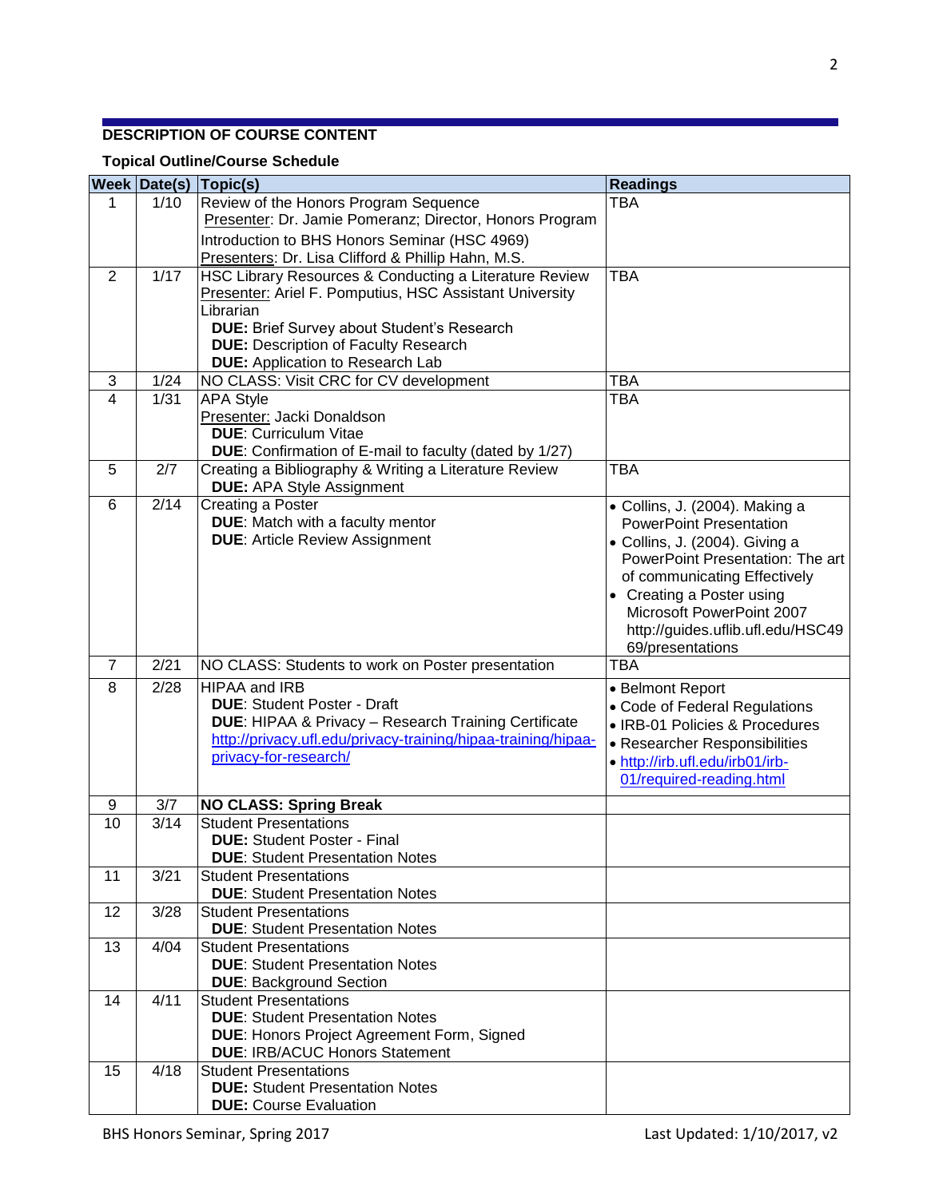## DESCRIPTION OF COURSE CONTENT

### Topical Outline/Course Schedule

| Week | Date(s) | Topic(s) | Readings |
|---|---|---|---|
| 1 | 1/10 | Review of the Honors Program Sequence<br>Presenter: Dr. Jamie Pomeranz; Director, Honors Program<br>Introduction to BHS Honors Seminar (HSC 4969)<br>Presenters: Dr. Lisa Clifford & Phillip Hahn, M.S. | TBA |
| 2 | 1/17 | HSC Library Resources & Conducting a Literature Review<br>Presenter: Ariel F. Pomputius, HSC Assistant University Librarian<br>**DUE:** Brief Survey about Student's Research<br>**DUE:** Description of Faculty Research<br>**DUE:** Application to Research Lab | TBA |
| 3 | 1/24 | NO CLASS: Visit CRC for CV development | TBA |
| 4 | 1/31 | APA Style<br>Presenter: Jacki Donaldson<br>**DUE**: Curriculum Vitae<br>**DUE**: Confirmation of E-mail to faculty (dated by 1/27) | TBA |
| 5 | 2/7 | Creating a Bibliography & Writing a Literature Review<br>**DUE:** APA Style Assignment | TBA |
| 6 | 2/14 | Creating a Poster<br>**DUE**: Match with a faculty mentor<br>**DUE**: Article Review Assignment | • Collins, J. (2004). Making a PowerPoint Presentation<br>• Collins, J. (2004). Giving a PowerPoint Presentation: The art of communicating Effectively<br>• Creating a Poster using Microsoft PowerPoint 2007 http://guides.uflib.ufl.edu/HSC4969/presentations |
| 7 | 2/21 | NO CLASS: Students to work on Poster presentation | TBA |
| 8 | 2/28 | HIPAA and IRB<br>**DUE**: Student Poster - Draft<br>**DUE**: HIPAA & Privacy – Research Training Certificate http://privacy.ufl.edu/privacy-training/hipaa-training/hipaa-privacy-for-research/ | • Belmont Report<br>• Code of Federal Regulations<br>• IRB-01 Policies & Procedures<br>• Researcher Responsibilities<br>• http://irb.ufl.edu/irb01/irb-01/required-reading.html |
| 9 | 3/7 | **NO CLASS: Spring Break** | |
| 10 | 3/14 | Student Presentations<br>**DUE:** Student Poster - Final<br>**DUE**: Student Presentation Notes | |
| 11 | 3/21 | Student Presentations<br>**DUE**: Student Presentation Notes | |
| 12 | 3/28 | Student Presentations<br>**DUE**: Student Presentation Notes | |
| 13 | 4/04 | Student Presentations<br>**DUE**: Student Presentation Notes<br>**DUE**: Background Section | |
| 14 | 4/11 | Student Presentations<br>**DUE**: Student Presentation Notes<br>**DUE**: Honors Project Agreement Form, Signed<br>**DUE**: IRB/ACUC Honors Statement | |
| 15 | 4/18 | Student Presentations<br>**DUE:** Student Presentation Notes<br>**DUE:** Course Evaluation | |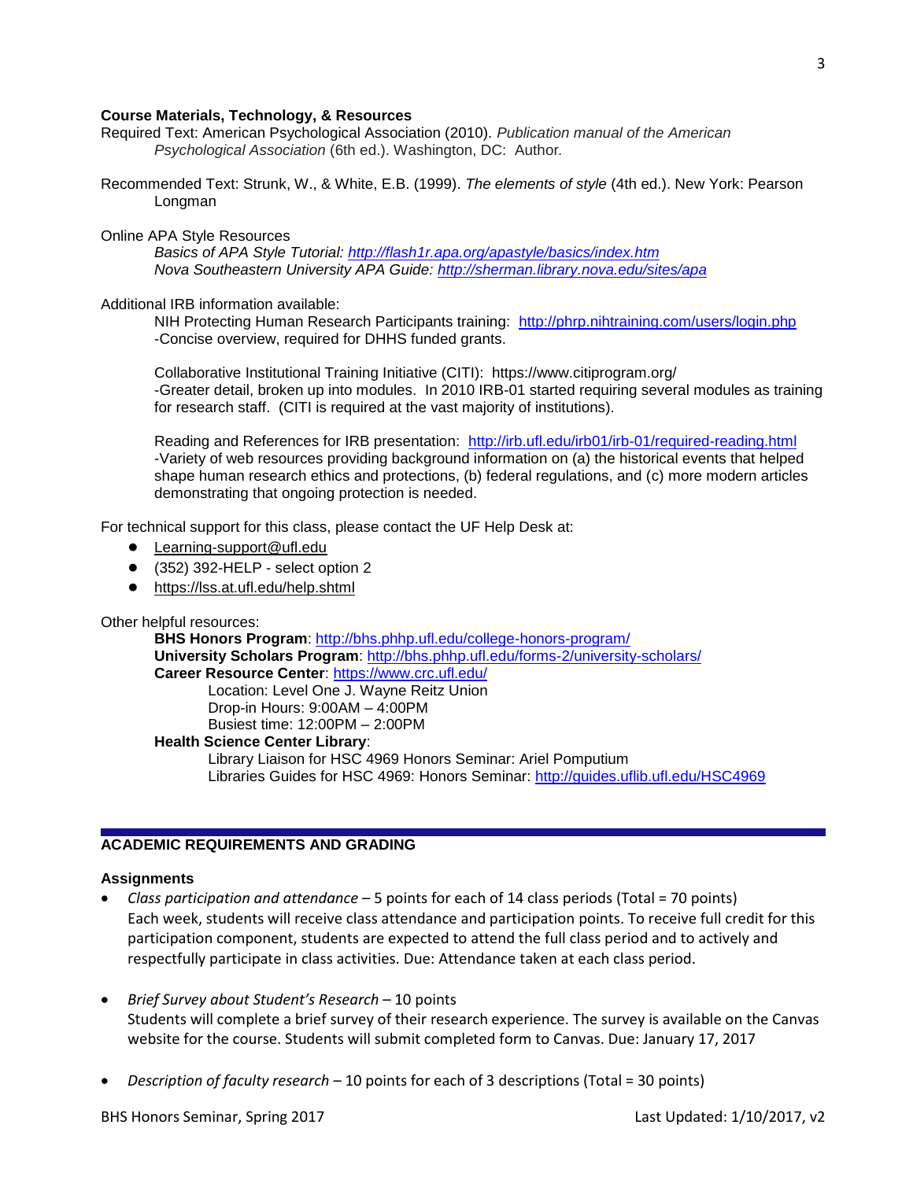**Course Materials, Technology, & Resources**

Required Text: American Psychological Association (2010). *Publication manual of the American Psychological Association* (6th ed.). Washington, DC: Author.

Recommended Text: Strunk, W., & White, E.B. (1999). *The elements of style* (4th ed.). New York: Pearson Longman

Online APA Style Resources

*Basics of APA Style Tutorial: http://flash1r.apa.org/apastyle/basics/index.htm*
*Nova Southeastern University APA Guide: http://sherman.library.nova.edu/sites/apa*

Additional IRB information available:

NIH Protecting Human Research Participants training: http://phrp.nihtraining.com/users/login.php
-Concise overview, required for DHHS funded grants.

Collaborative Institutional Training Initiative (CITI): https://www.citiprogram.org/
-Greater detail, broken up into modules. In 2010 IRB-01 started requiring several modules as training for research staff. (CITI is required at the vast majority of institutions).

Reading and References for IRB presentation: http://irb.ufl.edu/irb01/irb-01/required-reading.html
-Variety of web resources providing background information on (a) the historical events that helped shape human research ethics and protections, (b) federal regulations, and (c) more modern articles demonstrating that ongoing protection is needed.

For technical support for this class, please contact the UF Help Desk at:

- Learning-support@ufl.edu
- (352) 392-HELP - select option 2
- https://lss.at.ufl.edu/help.shtml

Other helpful resources:

**BHS Honors Program**: http://bhs.phhp.ufl.edu/college-honors-program/
**University Scholars Program**: http://bhs.phhp.ufl.edu/forms-2/university-scholars/
**Career Resource Center**: https://www.crc.ufl.edu/
Location: Level One J. Wayne Reitz Union
Drop-in Hours: 9:00AM – 4:00PM
Busiest time: 12:00PM – 2:00PM
**Health Science Center Library**:
Library Liaison for HSC 4969 Honors Seminar: Ariel Pomputium
Libraries Guides for HSC 4969: Honors Seminar: http://guides.uflib.ufl.edu/HSC4969

## ACADEMIC REQUIREMENTS AND GRADING

### Assignments

- *Class participation and attendance* – 5 points for each of 14 class periods (Total = 70 points)
  Each week, students will receive class attendance and participation points. To receive full credit for this participation component, students are expected to attend the full class period and to actively and respectfully participate in class activities. Due: Attendance taken at each class period.

- *Brief Survey about Student's Research* – 10 points
  Students will complete a brief survey of their research experience. The survey is available on the Canvas website for the course. Students will submit completed form to Canvas. Due: January 17, 2017

- *Description of faculty research* – 10 points for each of 3 descriptions (Total = 30 points)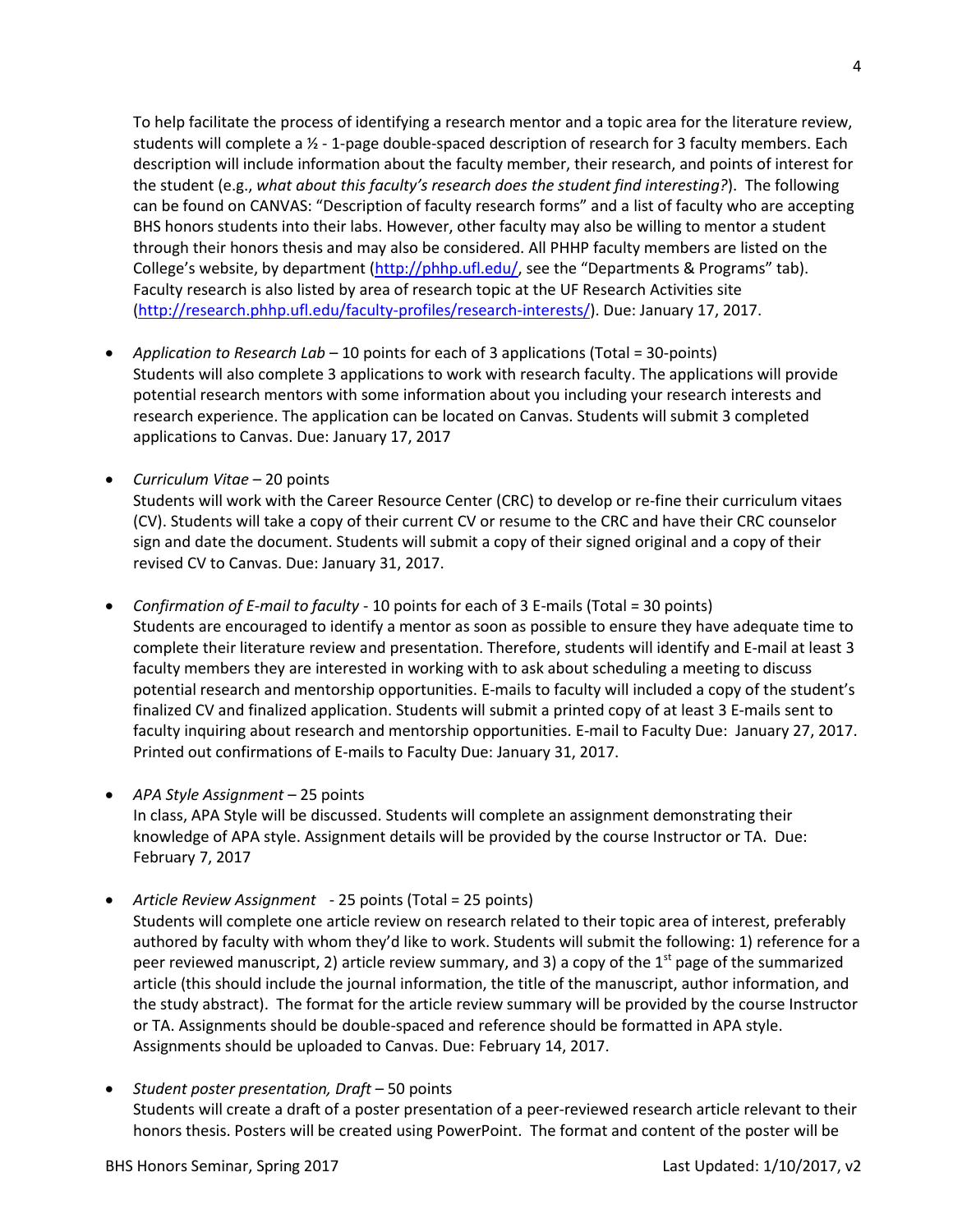To help facilitate the process of identifying a research mentor and a topic area for the literature review, students will complete a ½ - 1-page double-spaced description of research for 3 faculty members. Each description will include information about the faculty member, their research, and points of interest for the student (e.g., *what about this faculty's research does the student find interesting?*). The following can be found on CANVAS: "Description of faculty research forms" and a list of faculty who are accepting BHS honors students into their labs. However, other faculty may also be willing to mentor a student through their honors thesis and may also be considered. All PHHP faculty members are listed on the College's website, by department (http://phhp.ufl.edu/, see the "Departments & Programs" tab). Faculty research is also listed by area of research topic at the UF Research Activities site (http://research.phhp.ufl.edu/faculty-profiles/research-interests/). Due: January 17, 2017.

- *Application to Research Lab* – 10 points for each of 3 applications (Total = 30-points)
  Students will also complete 3 applications to work with research faculty. The applications will provide potential research mentors with some information about you including your research interests and research experience. The application can be located on Canvas. Students will submit 3 completed applications to Canvas. Due: January 17, 2017

- *Curriculum Vitae* – 20 points
  Students will work with the Career Resource Center (CRC) to develop or re-fine their curriculum vitaes (CV). Students will take a copy of their current CV or resume to the CRC and have their CRC counselor sign and date the document. Students will submit a copy of their signed original and a copy of their revised CV to Canvas. Due: January 31, 2017.

- *Confirmation of E-mail to faculty* - 10 points for each of 3 E-mails (Total = 30 points)
  Students are encouraged to identify a mentor as soon as possible to ensure they have adequate time to complete their literature review and presentation. Therefore, students will identify and E-mail at least 3 faculty members they are interested in working with to ask about scheduling a meeting to discuss potential research and mentorship opportunities. E-mails to faculty will included a copy of the student's finalized CV and finalized application. Students will submit a printed copy of at least 3 E-mails sent to faculty inquiring about research and mentorship opportunities. E-mail to Faculty Due: January 27, 2017. Printed out confirmations of E-mails to Faculty Due: January 31, 2017.

- *APA Style Assignment* – 25 points
  In class, APA Style will be discussed. Students will complete an assignment demonstrating their knowledge of APA style. Assignment details will be provided by the course Instructor or TA. Due: February 7, 2017

- *Article Review Assignment* - 25 points (Total = 25 points)
  Students will complete one article review on research related to their topic area of interest, preferably authored by faculty with whom they'd like to work. Students will submit the following: 1) reference for a peer reviewed manuscript, 2) article review summary, and 3) a copy of the 1st page of the summarized article (this should include the journal information, the title of the manuscript, author information, and the study abstract). The format for the article review summary will be provided by the course Instructor or TA. Assignments should be double-spaced and reference should be formatted in APA style. Assignments should be uploaded to Canvas. Due: February 14, 2017.

- *Student poster presentation, Draft* – 50 points
  Students will create a draft of a poster presentation of a peer-reviewed research article relevant to their honors thesis. Posters will be created using PowerPoint. The format and content of the poster will be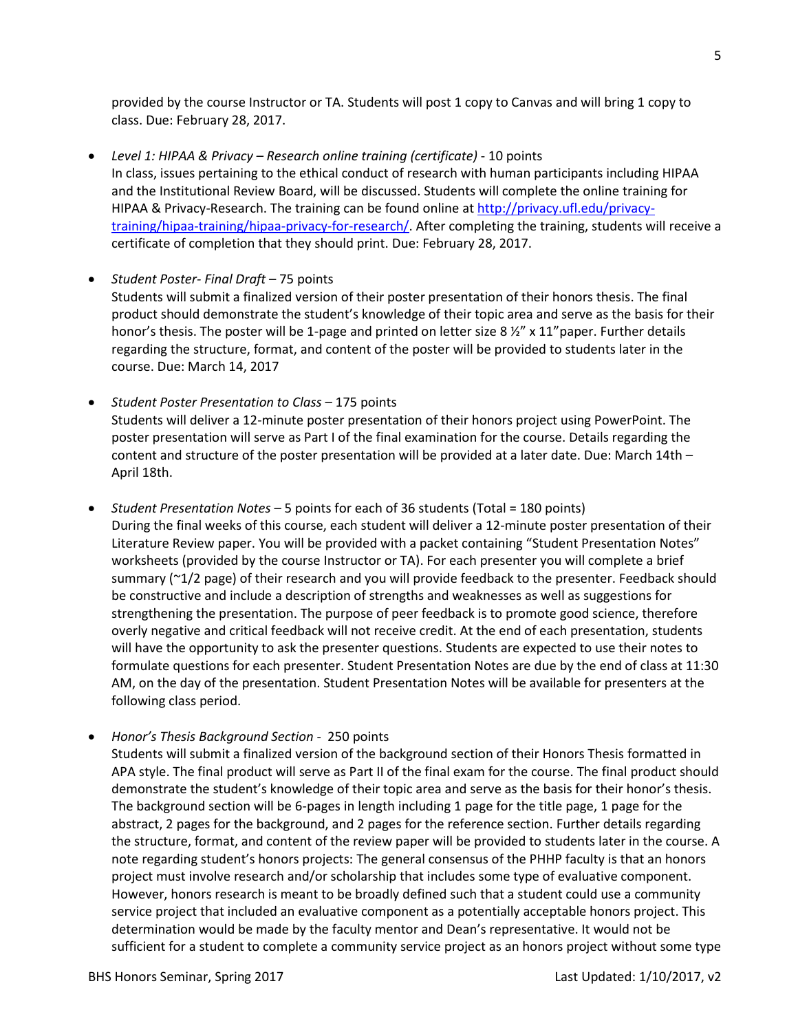provided by the course Instructor or TA. Students will post 1 copy to Canvas and will bring 1 copy to class. Due: February 28, 2017.

- *Level 1: HIPAA & Privacy – Research online training (certificate)* - 10 points
  In class, issues pertaining to the ethical conduct of research with human participants including HIPAA and the Institutional Review Board, will be discussed. Students will complete the online training for HIPAA & Privacy-Research. The training can be found online at [http://privacy.ufl.edu/privacy-training/hipaa-training/hipaa-privacy-for-research/](http://privacy.ufl.edu/privacy-training/hipaa-training/hipaa-privacy-for-research/). After completing the training, students will receive a certificate of completion that they should print. Due: February 28, 2017.

- *Student Poster- Final Draft* – 75 points
  Students will submit a finalized version of their poster presentation of their honors thesis. The final product should demonstrate the student's knowledge of their topic area and serve as the basis for their honor's thesis. The poster will be 1-page and printed on letter size 8 ½" x 11"paper. Further details regarding the structure, format, and content of the poster will be provided to students later in the course. Due: March 14, 2017

- *Student Poster Presentation to Class* – 175 points
  Students will deliver a 12-minute poster presentation of their honors project using PowerPoint. The poster presentation will serve as Part I of the final examination for the course. Details regarding the content and structure of the poster presentation will be provided at a later date. Due: March 14th – April 18th.

- *Student Presentation Notes* – 5 points for each of 36 students (Total = 180 points)
  During the final weeks of this course, each student will deliver a 12-minute poster presentation of their Literature Review paper. You will be provided with a packet containing "Student Presentation Notes" worksheets (provided by the course Instructor or TA). For each presenter you will complete a brief summary (~1/2 page) of their research and you will provide feedback to the presenter. Feedback should be constructive and include a description of strengths and weaknesses as well as suggestions for strengthening the presentation. The purpose of peer feedback is to promote good science, therefore overly negative and critical feedback will not receive credit. At the end of each presentation, students will have the opportunity to ask the presenter questions. Students are expected to use their notes to formulate questions for each presenter. Student Presentation Notes are due by the end of class at 11:30 AM, on the day of the presentation. Student Presentation Notes will be available for presenters at the following class period.

- *Honor's Thesis Background Section* - 250 points
  Students will submit a finalized version of the background section of their Honors Thesis formatted in APA style. The final product will serve as Part II of the final exam for the course. The final product should demonstrate the student's knowledge of their topic area and serve as the basis for their honor's thesis. The background section will be 6-pages in length including 1 page for the title page, 1 page for the abstract, 2 pages for the background, and 2 pages for the reference section. Further details regarding the structure, format, and content of the review paper will be provided to students later in the course. A note regarding student's honors projects: The general consensus of the PHHP faculty is that an honors project must involve research and/or scholarship that includes some type of evaluative component. However, honors research is meant to be broadly defined such that a student could use a community service project that included an evaluative component as a potentially acceptable honors project. This determination would be made by the faculty mentor and Dean's representative. It would not be sufficient for a student to complete a community service project as an honors project without some type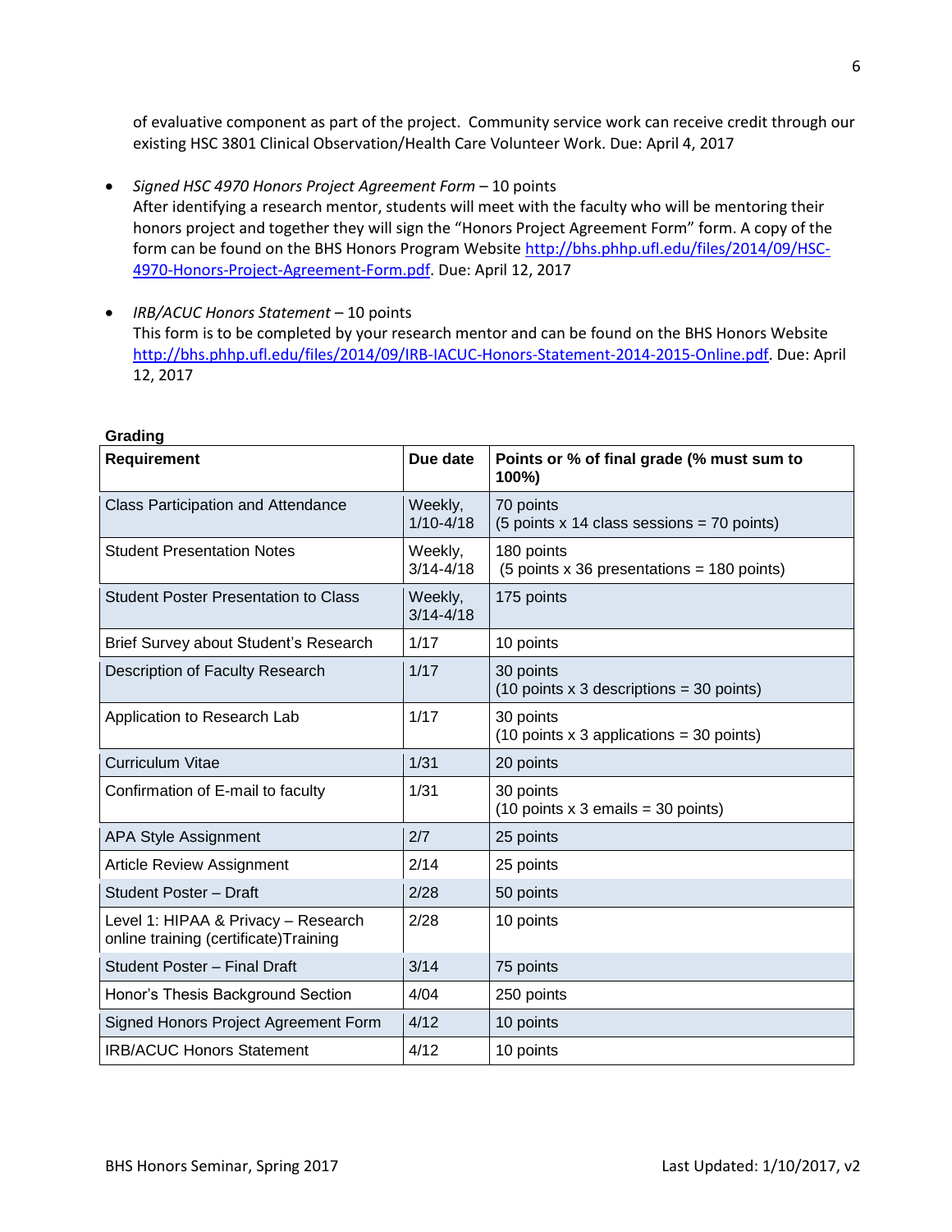of evaluative component as part of the project. Community service work can receive credit through our existing HSC 3801 Clinical Observation/Health Care Volunteer Work. Due: April 4, 2017

- *Signed HSC 4970 Honors Project Agreement Form* – 10 points
  After identifying a research mentor, students will meet with the faculty who will be mentoring their honors project and together they will sign the "Honors Project Agreement Form" form. A copy of the form can be found on the BHS Honors Program Website http://bhs.phhp.ufl.edu/files/2014/09/HSC-4970-Honors-Project-Agreement-Form.pdf. Due: April 12, 2017

- *IRB/ACUC Honors Statement* – 10 points
  This form is to be completed by your research mentor and can be found on the BHS Honors Website http://bhs.phhp.ufl.edu/files/2014/09/IRB-IACUC-Honors-Statement-2014-2015-Online.pdf. Due: April 12, 2017

**Grading**

| Requirement | Due date | Points or % of final grade (% must sum to 100%) |
|---|---|---|
| Class Participation and Attendance | Weekly, 1/10-4/18 | 70 points (5 points x 14 class sessions = 70 points) |
| Student Presentation Notes | Weekly, 3/14-4/18 | 180 points (5 points x 36 presentations = 180 points) |
| Student Poster Presentation to Class | Weekly, 3/14-4/18 | 175 points |
| Brief Survey about Student's Research | 1/17 | 10 points |
| Description of Faculty Research | 1/17 | 30 points (10 points x 3 descriptions = 30 points) |
| Application to Research Lab | 1/17 | 30 points (10 points x 3 applications = 30 points) |
| Curriculum Vitae | 1/31 | 20 points |
| Confirmation of E-mail to faculty | 1/31 | 30 points (10 points x 3 emails = 30 points) |
| APA Style Assignment | 2/7 | 25 points |
| Article Review Assignment | 2/14 | 25 points |
| Student Poster – Draft | 2/28 | 50 points |
| Level 1: HIPAA & Privacy – Research online training (certificate)Training | 2/28 | 10 points |
| Student Poster – Final Draft | 3/14 | 75 points |
| Honor's Thesis Background Section | 4/04 | 250 points |
| Signed Honors Project Agreement Form | 4/12 | 10 points |
| IRB/ACUC Honors Statement | 4/12 | 10 points |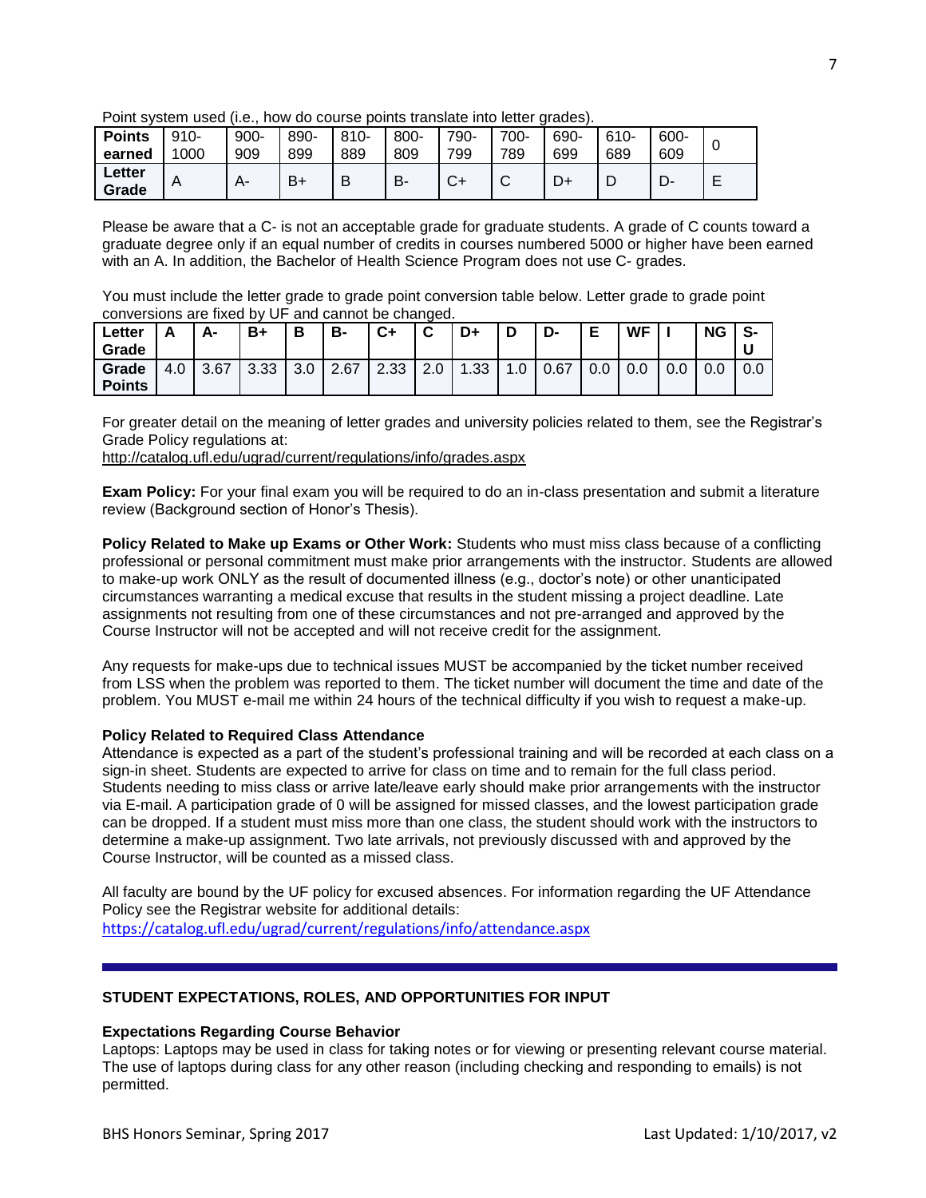Point system used (i.e., how do course points translate into letter grades).

| Points earned | 910-1000 | 900-909 | 890-899 | 810-889 | 800-809 | 790-799 | 700-789 | 690-699 | 610-689 | 600-609 | 0 |
|---|---|---|---|---|---|---|---|---|---|---|---|
| Letter Grade | A | A- | B+ | B | B- | C+ | C | D+ | D | D- | E |

Please be aware that a C- is not an acceptable grade for graduate students. A grade of C counts toward a graduate degree only if an equal number of credits in courses numbered 5000 or higher have been earned with an A. In addition, the Bachelor of Health Science Program does not use C- grades.

You must include the letter grade to grade point conversion table below. Letter grade to grade point conversions are fixed by UF and cannot be changed.

| Letter Grade | A | A- | B+ | B | B- | C+ | C | D+ | D | D- | E | WF | I | NG | S-U |
|---|---|---|---|---|---|---|---|---|---|---|---|---|---|---|---|
| Grade Points | 4.0 | 3.67 | 3.33 | 3.0 | 2.67 | 2.33 | 2.0 | 1.33 | 1.0 | 0.67 | 0.0 | 0.0 | 0.0 | 0.0 | 0.0 |

For greater detail on the meaning of letter grades and university policies related to them, see the Registrar's Grade Policy regulations at:
http://catalog.ufl.edu/ugrad/current/regulations/info/grades.aspx

**Exam Policy:** For your final exam you will be required to do an in-class presentation and submit a literature review (Background section of Honor's Thesis).

**Policy Related to Make up Exams or Other Work:** Students who must miss class because of a conflicting professional or personal commitment must make prior arrangements with the instructor. Students are allowed to make-up work ONLY as the result of documented illness (e.g., doctor's note) or other unanticipated circumstances warranting a medical excuse that results in the student missing a project deadline. Late assignments not resulting from one of these circumstances and not pre-arranged and approved by the Course Instructor will not be accepted and will not receive credit for the assignment.

Any requests for make-ups due to technical issues MUST be accompanied by the ticket number received from LSS when the problem was reported to them. The ticket number will document the time and date of the problem. You MUST e-mail me within 24 hours of the technical difficulty if you wish to request a make-up.

**Policy Related to Required Class Attendance**

Attendance is expected as a part of the student's professional training and will be recorded at each class on a sign-in sheet. Students are expected to arrive for class on time and to remain for the full class period. Students needing to miss class or arrive late/leave early should make prior arrangements with the instructor via E-mail. A participation grade of 0 will be assigned for missed classes, and the lowest participation grade can be dropped. If a student must miss more than one class, the student should work with the instructors to determine a make-up assignment. Two late arrivals, not previously discussed with and approved by the Course Instructor, will be counted as a missed class.

All faculty are bound by the UF policy for excused absences. For information regarding the UF Attendance Policy see the Registrar website for additional details:
https://catalog.ufl.edu/ugrad/current/regulations/info/attendance.aspx

## STUDENT EXPECTATIONS, ROLES, AND OPPORTUNITIES FOR INPUT

**Expectations Regarding Course Behavior**

Laptops: Laptops may be used in class for taking notes or for viewing or presenting relevant course material. The use of laptops during class for any other reason (including checking and responding to emails) is not permitted.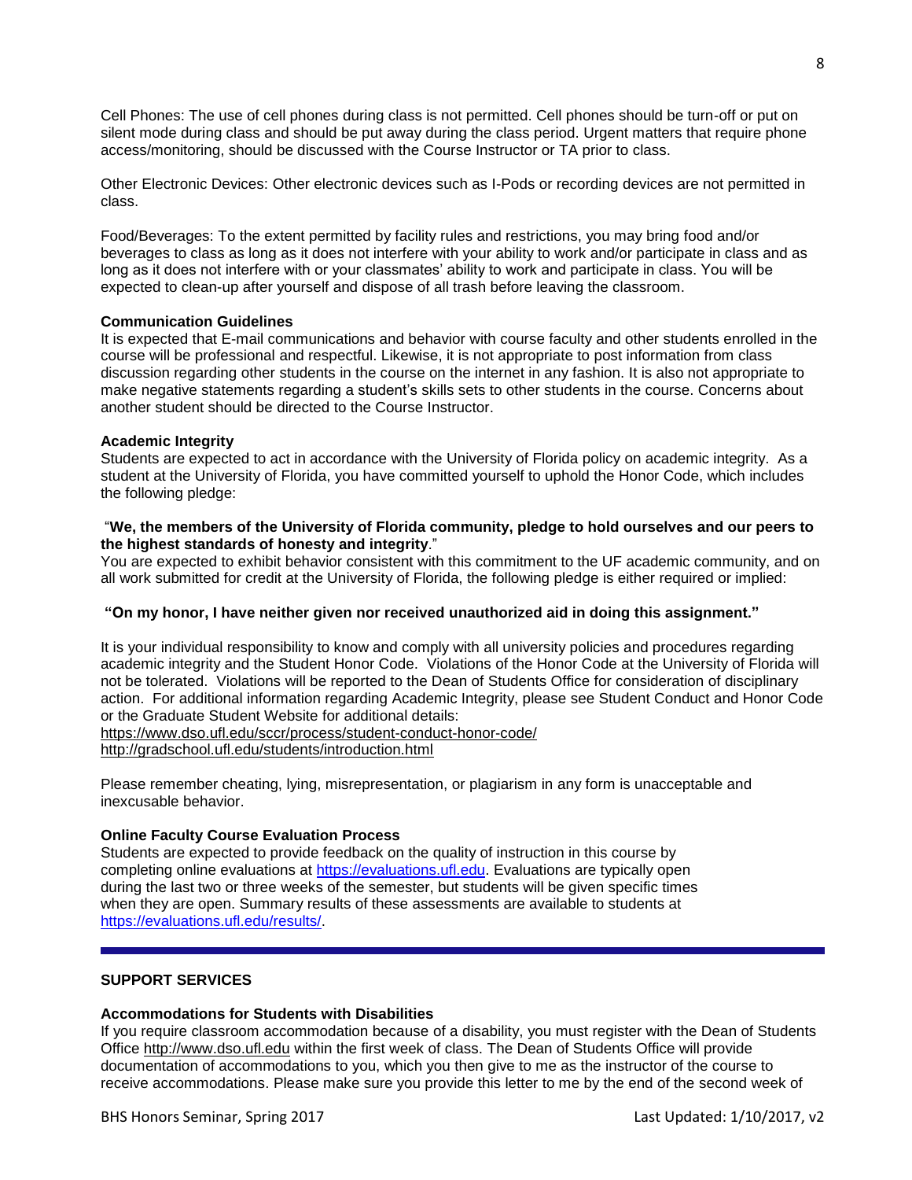Cell Phones: The use of cell phones during class is not permitted. Cell phones should be turn-off or put on silent mode during class and should be put away during the class period. Urgent matters that require phone access/monitoring, should be discussed with the Course Instructor or TA prior to class.

Other Electronic Devices: Other electronic devices such as I-Pods or recording devices are not permitted in class.

Food/Beverages: To the extent permitted by facility rules and restrictions, you may bring food and/or beverages to class as long as it does not interfere with your ability to work and/or participate in class and as long as it does not interfere with or your classmates' ability to work and participate in class. You will be expected to clean-up after yourself and dispose of all trash before leaving the classroom.

**Communication Guidelines**

It is expected that E-mail communications and behavior with course faculty and other students enrolled in the course will be professional and respectful. Likewise, it is not appropriate to post information from class discussion regarding other students in the course on the internet in any fashion. It is also not appropriate to make negative statements regarding a student's skills sets to other students in the course. Concerns about another student should be directed to the Course Instructor.

**Academic Integrity**

Students are expected to act in accordance with the University of Florida policy on academic integrity. As a student at the University of Florida, you have committed yourself to uphold the Honor Code, which includes the following pledge:

"**We, the members of the University of Florida community, pledge to hold ourselves and our peers to the highest standards of honesty and integrity**."

You are expected to exhibit behavior consistent with this commitment to the UF academic community, and on all work submitted for credit at the University of Florida, the following pledge is either required or implied:

**"On my honor, I have neither given nor received unauthorized aid in doing this assignment."**

It is your individual responsibility to know and comply with all university policies and procedures regarding academic integrity and the Student Honor Code. Violations of the Honor Code at the University of Florida will not be tolerated. Violations will be reported to the Dean of Students Office for consideration of disciplinary action. For additional information regarding Academic Integrity, please see Student Conduct and Honor Code or the Graduate Student Website for additional details:

https://www.dso.ufl.edu/sccr/process/student-conduct-honor-code/
http://gradschool.ufl.edu/students/introduction.html

Please remember cheating, lying, misrepresentation, or plagiarism in any form is unacceptable and inexcusable behavior.

**Online Faculty Course Evaluation Process**

Students are expected to provide feedback on the quality of instruction in this course by completing online evaluations at https://evaluations.ufl.edu. Evaluations are typically open during the last two or three weeks of the semester, but students will be given specific times when they are open. Summary results of these assessments are available to students at https://evaluations.ufl.edu/results/.

---

## SUPPORT SERVICES

**Accommodations for Students with Disabilities**

If you require classroom accommodation because of a disability, you must register with the Dean of Students Office http://www.dso.ufl.edu within the first week of class. The Dean of Students Office will provide documentation of accommodations to you, which you then give to me as the instructor of the course to receive accommodations. Please make sure you provide this letter to me by the end of the second week of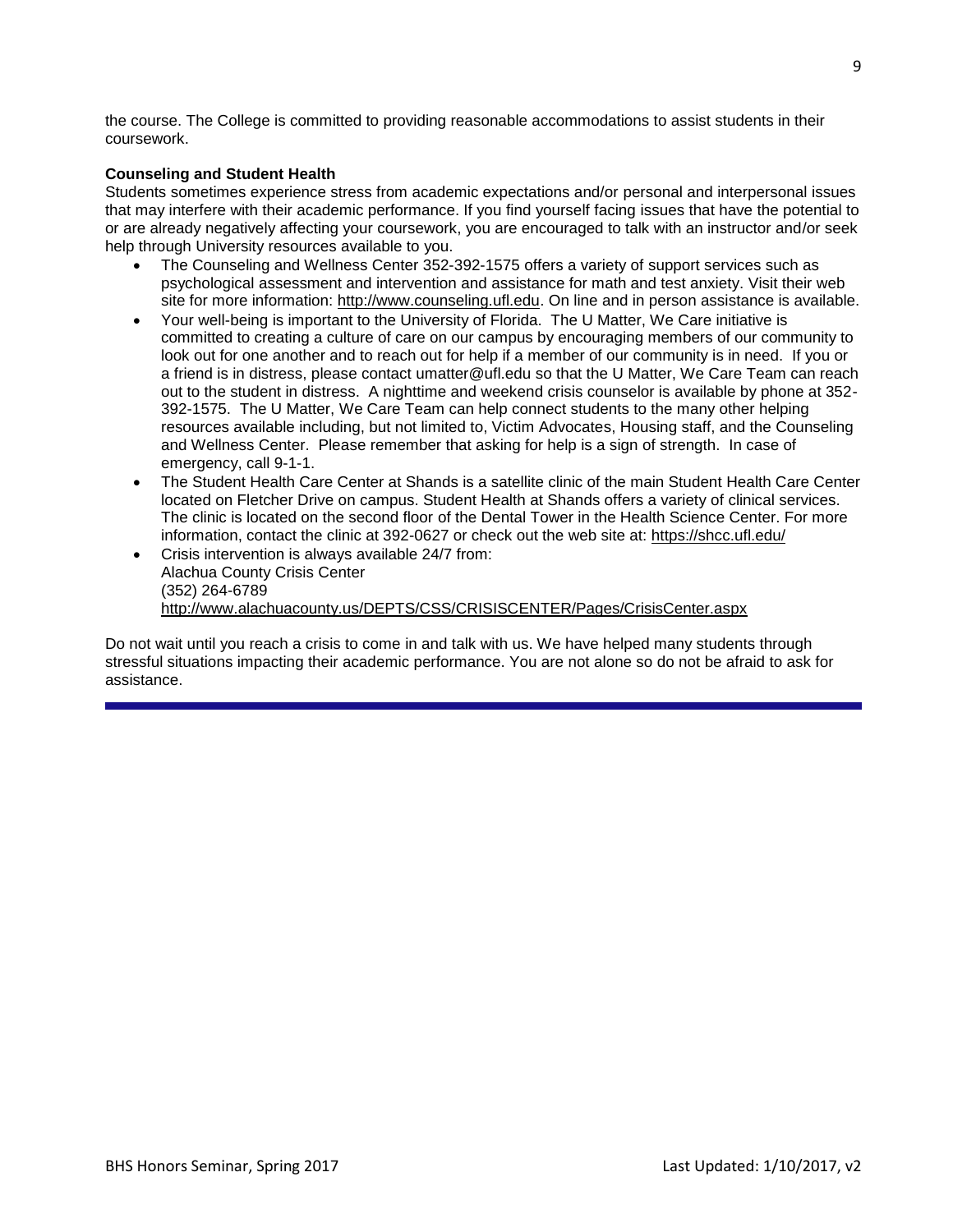the course. The College is committed to providing reasonable accommodations to assist students in their coursework.

**Counseling and Student Health**

Students sometimes experience stress from academic expectations and/or personal and interpersonal issues that may interfere with their academic performance. If you find yourself facing issues that have the potential to or are already negatively affecting your coursework, you are encouraged to talk with an instructor and/or seek help through University resources available to you.

- The Counseling and Wellness Center 352-392-1575 offers a variety of support services such as psychological assessment and intervention and assistance for math and test anxiety. Visit their web site for more information: http://www.counseling.ufl.edu. On line and in person assistance is available.
- Your well-being is important to the University of Florida. The U Matter, We Care initiative is committed to creating a culture of care on our campus by encouraging members of our community to look out for one another and to reach out for help if a member of our community is in need. If you or a friend is in distress, please contact umatter@ufl.edu so that the U Matter, We Care Team can reach out to the student in distress. A nighttime and weekend crisis counselor is available by phone at 352-392-1575. The U Matter, We Care Team can help connect students to the many other helping resources available including, but not limited to, Victim Advocates, Housing staff, and the Counseling and Wellness Center. Please remember that asking for help is a sign of strength. In case of emergency, call 9-1-1.
- The Student Health Care Center at Shands is a satellite clinic of the main Student Health Care Center located on Fletcher Drive on campus. Student Health at Shands offers a variety of clinical services. The clinic is located on the second floor of the Dental Tower in the Health Science Center. For more information, contact the clinic at 392-0627 or check out the web site at: https://shcc.ufl.edu/
- Crisis intervention is always available 24/7 from:
  Alachua County Crisis Center
  (352) 264-6789
  http://www.alachuacounty.us/DEPTS/CSS/CRISISCENTER/Pages/CrisisCenter.aspx

Do not wait until you reach a crisis to come in and talk with us. We have helped many students through stressful situations impacting their academic performance. You are not alone so do not be afraid to ask for assistance.